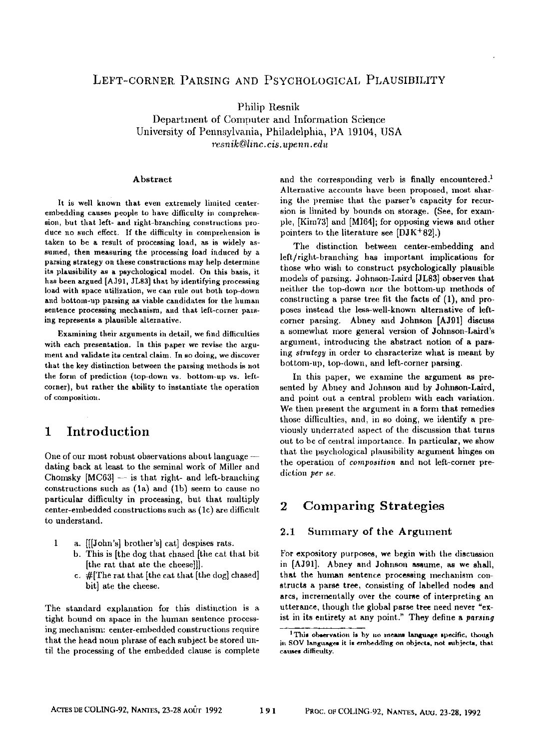# LEFT-CORNER PARSING AND PSYCHOLOGICAL PLAUSIBILITY

Philip Resnik

Department of Computer and Information Science
University of Pennsylvania, Philadelphia, PA 19104, USA
*resnik@linc.cis.upenn.edu*

### Abstract

It is well known that even extremely limited center-embedding causes people to have difficulty in comprehension, but that left- and right-branching constructions produce no such effect. If the difficulty in comprehension is taken to be a result of processing load, as is widely assumed, then measuring the processing load induced by a parsing strategy on these constructions may help determine its plausibility as a psychological model. On this basis, it has been argued [AJ91, JL83] that by identifying processing load with space utilization, we can rule out both top-down and bottom-up parsing as viable candidates for the human sentence processing mechanism, and that left-corner parsing represents a plausible alternative.

Examining their arguments in detail, we find difficulties with each presentation. In this paper we revise the argument and validate its central claim. In so doing, we discover that the key distinction between the parsing methods is not the form of prediction (top-down vs. bottom-up vs. left-corner), but rather the ability to instantiate the operation of composition.

## 1 Introduction

One of our most robust observations about language — dating back at least to the seminal work of Miller and Chomsky [MC63] — is that right- and left-branching constructions such as (1a) and (1b) seem to cause no particular difficulty in processing, but that multiply center-embedded constructions such as (1c) are difficult to understand.

1 a. [[[John's] brother's] cat] despises rats.
  b. This is [the dog that chased [the cat that bit [the rat that ate the cheese]]].
  c. #[The rat that [the cat that [the dog] chased] bit] ate the cheese.

The standard explanation for this distinction is a tight bound on space in the human sentence processing mechanism: center-embedded constructions require that the head noun phrase of each subject be stored until the processing of the embedded clause is complete and the corresponding verb is finally encountered.[1] Alternative accounts have been proposed, most sharing the premise that the parser's capacity for recursion is limited by bounds on storage. (See, for example, [Kim73] and [MI64]; for opposing views and other pointers to the literature see [DJK+82].)

The distinction between center-embedding and left/right-branching has important implications for those who wish to construct psychologically plausible models of parsing. Johnson-Laird [JL83] observes that neither the top-down nor the bottom-up methods of constructing a parse tree fit the facts of (1), and proposes instead the less-well-known alternative of left-corner parsing. Abney and Johnson [AJ91] discuss a somewhat more general version of Johnson-Laird's argument, introducing the abstract notion of a parsing *strategy* in order to characterize what is meant by bottom-up, top-down, and left-corner parsing.

In this paper, we examine the argument as presented by Abney and Johnson and by Johnson-Laird, and point out a central problem with each variation. We then present the argument in a form that remedies those difficulties, and, in so doing, we identify a previously underrated aspect of the discussion that turns out to be of central importance. In particular, we show that the psychological plausibility argument hinges on the operation of *composition* and not left-corner prediction *per se*.

## 2 Comparing Strategies

### 2.1 Summary of the Argument

For expository purposes, we begin with the discussion in [AJ91]. Abney and Johnson assume, as we shall, that the human sentence processing mechanism constructs a parse tree, consisting of labelled nodes and arcs, incrementally over the course of interpreting an utterance, though the global parse tree need never "exist in its entirety at any point." They define a *parsing*

[1] This observation is by no means language specific, though in SOV languages it is embedding on objects, not subjects, that causes difficulty.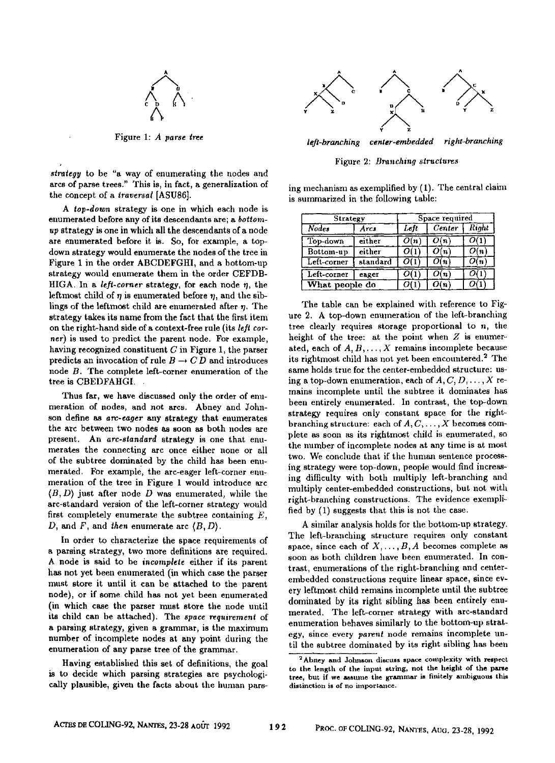Figure 1: *A parse tree*

*left-branching* *center-embedded* *right-branching*

Figure 2: *Branching structures*

*strategy* to be "a way of enumerating the nodes and arcs of parse trees." This is, in fact, a generalization of the concept of a *traversal* [ASU86].

A *top-down* strategy is one in which each node is enumerated before any of its descendants are; a *bottom-up* strategy is one in which all the descendants of a node are enumerated before it is. So, for example, a top-down strategy would enumerate the nodes of the tree in Figure 1 in the order ABCDEFGHI, and a bottom-up strategy would enumerate them in the order CEFDBHIGA. In a *left-corner* strategy, for each node $\eta$, the leftmost child of $\eta$ is enumerated before $\eta$, and the siblings of the leftmost child are enumerated after $\eta$. The strategy takes its name from the fact that the first item on the right-hand side of a context-free rule (its *left corner*) is used to predict the parent node. For example, having recognized constituent $C$ in Figure 1, the parser predicts an invocation of rule $B \rightarrow C\,D$ and introduces node $B$. The complete left-corner enumeration of the tree is CBEDFAHGI.

Thus far, we have discussed only the order of enumeration of nodes, and not arcs. Abney and Johnson define as *arc-eager* any strategy that enumerates the arc between two nodes as soon as both nodes are present. An *arc-standard* strategy is one that enumerates the connecting arc once either none or all of the subtree dominated by the child has been enumerated. For example, the arc-eager left-corner enumeration of the tree in Figure 1 would introduce arc $(B, D)$ just after node $D$ was enumerated, while the arc-standard version of the left-corner strategy would first completely enumerate the subtree containing $E$, $D$, and $F$, and *then* enumerate arc $(B, D)$.

In order to characterize the space requirements of a parsing strategy, two more definitions are required. A node is said to be *incomplete* either if its parent has not yet been enumerated (in which case the parser must store it until it can be attached to the parent node), or if some child has not yet been enumerated (in which case the parser must store the node until its child can be attached). The *space requirement* of a parsing strategy, given a grammar, is the maximum number of incomplete nodes at any point during the enumeration of any parse tree of the grammar.

Having established this set of definitions, the goal is to decide which parsing strategies are psychologically plausible, given the facts about the human parsing mechanism as exemplified by (1). The central claim is summarized in the following table:

| Strategy | | Space required | | |
|---|---|---|---|---|
| *Nodes* | *Arcs* | *Left* | *Center* | *Right* |
| Top-down | either | $O(n)$ | $O(n)$ | $O(1)$ |
| Bottom-up | either | $O(1)$ | $O(n)$ | $O(n)$ |
| Left-corner | standard | $O(1)$ | $O(n)$ | $O(n)$ |
| Left-corner | eager | $O(1)$ | $O(n)$ | $O(1)$ |
| What people do | | $O(1)$ | $O(n)$ | $O(1)$ |

The table can be explained with reference to Figure 2. A top-down enumeration of the left-branching tree clearly requires storage proportional to $n$, the height of the tree: at the point when $Z$ is enumerated, each of $A, B, \ldots, X$ remains incomplete because its rightmost child has not yet been encountered.[2] The same holds true for the center-embedded structure: using a top-down enumeration, each of $A, C, D, \ldots, X$ remains incomplete until the subtree it dominates has been entirely enumerated. In contrast, the top-down strategy requires only constant space for the right-branching structure: each of $A, C, \ldots, X$ becomes complete as soon as its rightmost child is enumerated, so the number of incomplete nodes at any time is at most two. We conclude that if the human sentence processing strategy were top-down, people would find increasing difficulty with both multiply left-branching and multiply center-embedded constructions, but not with right-branching constructions. The evidence exemplified by (1) suggests that this is not the case.

A similar analysis holds for the bottom-up strategy. The left-branching structure requires only constant space, since each of $X, \ldots, B, A$ becomes complete as soon as both children have been enumerated. In contrast, enumerations of the right-branching and center-embedded constructions require linear space, since every leftmost child remains incomplete until the subtree dominated by its right sibling has been entirely enumerated. The left-corner strategy with arc-standard enumeration behaves similarly to the bottom-up strategy, since every *parent* node remains incomplete until the subtree dominated by its right sibling has been

[2] Abney and Johnson discuss space complexity with respect to the length of the input string, not the height of the parse tree, but if we assume the grammar is finitely ambiguous this distinction is of no importance.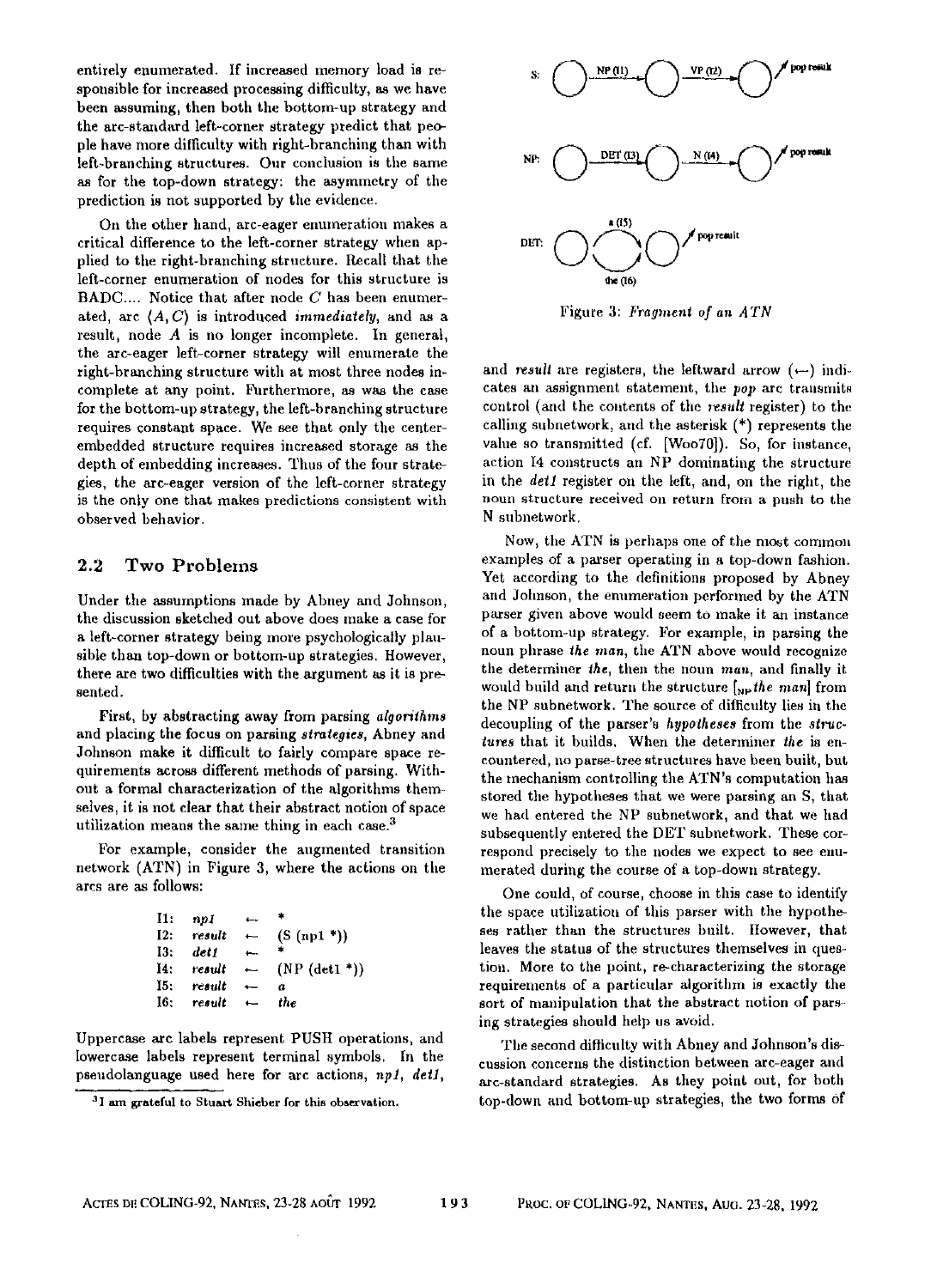entirely enumerated. If increased memory load is responsible for increased processing difficulty, as we have been assuming, then both the bottom-up strategy and the arc-standard left-corner strategy predict that people have more difficulty with right-branching than with left-branching structures. Our conclusion is the same as for the top-down strategy: the asymmetry of the prediction is not supported by the evidence.

On the other hand, arc-eager enumeration makes a critical difference to the left-corner strategy when applied to the right-branching structure. Recall that the left-corner enumeration of nodes for this structure is BADC.... Notice that after node $C$ has been enumerated, arc $\langle A, C \rangle$ is introduced *immediately*, and as a result, node $A$ is no longer incomplete. In general, the arc-eager left-corner strategy will enumerate the right-branching structure with at most three nodes incomplete at any point. Furthermore, as was the case for the bottom-up strategy, the left-branching structure requires constant space. We see that only the center-embedded structure requires increased storage as the depth of embedding increases. Thus of the four strategies, the arc-eager version of the left-corner strategy is the only one that makes predictions consistent with observed behavior.

## 2.2 Two Problems

Under the assumptions made by Abney and Johnson, the discussion sketched out above does make a case for a left-corner strategy being more psychologically plausible than top-down or bottom-up strategies. However, there are two difficulties with the argument as it is presented.

First, by abstracting away from parsing *algorithms* and placing the focus on parsing *strategies*, Abney and Johnson make it difficult to fairly compare space requirements across different methods of parsing. Without a formal characterization of the algorithms themselves, it is not clear that their abstract notion of space utilization means the same thing in each case.[3]

For example, consider the augmented transition network (ATN) in Figure 3, where the actions on the arcs are as follows:

```
I1:  np1     ←  *
I2:  result  ←  (S (np1 *))
I3:  det1    ←  *
I4:  result  ←  (NP (det1 *))
I5:  result  ←  a
I6:  result  ←  the
```

Uppercase arc labels represent PUSH operations, and lowercase labels represent terminal symbols. In the pseudolanguage used here for arc actions, *np1*, *det1*, and *result* are registers, the leftward arrow (←) indicates an assignment statement, the *pop* arc transmits control (and the contents of the *result* register) to the calling subnetwork, and the asterisk (*) represents the value so transmitted (cf. [Woo70]). So, for instance, action I4 constructs an NP dominating the structure in the *det1* register on the left, and, on the right, the noun structure received on return from a push to the N subnetwork.

Figure 3: *Fragment of an ATN*

Now, the ATN is perhaps one of the most common examples of a parser operating in a top-down fashion. Yet according to the definitions proposed by Abney and Johnson, the enumeration performed by the ATN parser given above would seem to make it an instance of a bottom-up strategy. For example, in parsing the noun phrase *the man*, the ATN above would recognize the determiner *the*, then the noun *man*, and finally it would build and return the structure [$_{NP}$ *the man*] from the NP subnetwork. The source of difficulty lies in the decoupling of the parser's *hypotheses* from the *structures* that it builds. When the determiner *the* is encountered, no parse-tree structures have been built, but the mechanism controlling the ATN's computation has stored the hypotheses that we were parsing an S, that we had entered the NP subnetwork, and that we had subsequently entered the DET subnetwork. These correspond precisely to the nodes we expect to see enumerated during the course of a top-down strategy.

One could, of course, choose in this case to identify the space utilization of this parser with the hypotheses rather than the structures built. However, that leaves the status of the structures themselves in question. More to the point, re-characterizing the storage requirements of a particular algorithm is exactly the sort of manipulation that the abstract notion of parsing strategies should help us avoid.

The second difficulty with Abney and Johnson's discussion concerns the distinction between arc-eager and arc-standard strategies. As they point out, for both top-down and bottom-up strategies, the two forms of

[3] I am grateful to Stuart Shieber for this observation.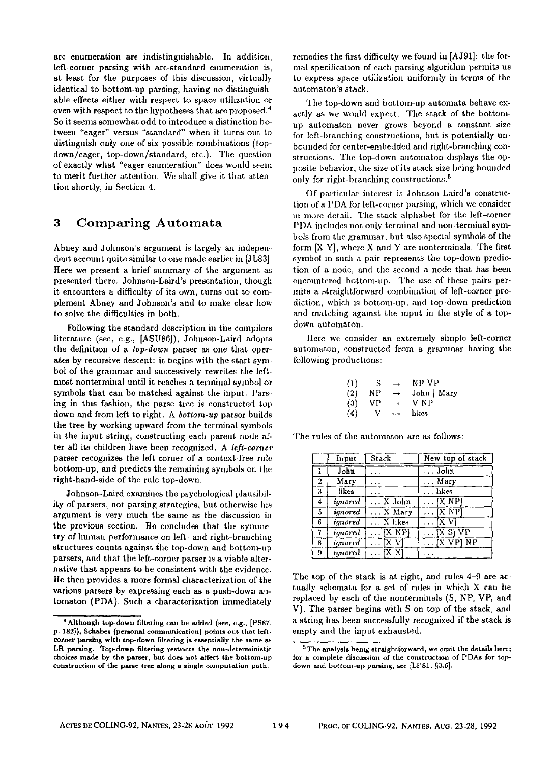arc enumeration are indistinguishable. In addition, left-corner parsing with arc-standard enumeration is, at least for the purposes of this discussion, virtually identical to bottom-up parsing, having no distinguishable effects either with respect to space utilization or even with respect to the hypotheses that are proposed.[4] So it seems somewhat odd to introduce a distinction between "eager" versus "standard" when it turns out to distinguish only one of six possible combinations (top-down/eager, top-down/standard, etc.). The question of exactly what "eager enumeration" does would seem to merit further attention. We shall give it that attention shortly, in Section 4.

## 3 Comparing Automata

Abney and Johnson's argument is largely an independent account quite similar to one made earlier in [JL83]. Here we present a brief summary of the argument as presented there. Johnson-Laird's presentation, though it encounters a difficulty of its own, turns out to complement Abney and Johnson's and to make clear how to solve the difficulties in both.

Following the standard description in the compilers literature (see, e.g., [ASU86]), Johnson-Laird adopts the definition of a *top-down* parser as one that operates by recursive descent: it begins with the start symbol of the grammar and successively rewrites the leftmost nonterminal until it reaches a terminal symbol or symbols that can be matched against the input. Parsing in this fashion, the parse tree is constructed top down and from left to right. A *bottom-up* parser builds the tree by working upward from the terminal symbols in the input string, constructing each parent node after all its children have been recognized. A *left-corner* parser recognizes the left-corner of a context-free rule bottom-up, and predicts the remaining symbols on the right-hand-side of the rule top-down.

Johnson-Laird examines the psychological plausibility of parsers, not parsing strategies, but otherwise his argument is very much the same as the discussion in the previous section. He concludes that the symmetry of human performance on left- and right-branching structures counts against the top-down and bottom-up parsers, and that the left-corner parser is a viable alternative that appears to be consistent with the evidence. He then provides a more formal characterization of the various parsers by expressing each as a push-down automaton (PDA). Such a characterization immediately remedies the first difficulty we found in [AJ91]: the formal specification of each parsing algorithm permits us to express space utilization uniformly in terms of the automaton's stack.

The top-down and bottom-up automata behave exactly as we would expect. The stack of the bottom-up automaton never grows beyond a constant size for left-branching constructions, but is potentially unbounded for center-embedded and right-branching constructions. The top-down automaton displays the opposite behavior, the size of its stack size being bounded only for right-branching constructions.[5]

Of particular interest is Johnson-Laird's construction of a PDA for left-corner parsing, which we consider in more detail. The stack alphabet for the left-corner PDA includes not only terminal and non-terminal symbols from the grammar, but also special symbols of the form [X Y], where X and Y are nonterminals. The first symbol in such a pair represents the top-down prediction of a node, and the second a node that has been encountered bottom-up. The use of these pairs permits a straightforward combination of left-corner prediction, which is bottom-up, and top-down prediction and matching against the input in the style of a top-down automaton.

Here we consider an extremely simple left-corner automaton, constructed from a grammar having the following productions:

| | | | |
|---|---|---|---|
| (1) | S | → | NP VP |
| (2) | NP | → | John \| Mary |
| (3) | VP | → | V NP |
| (4) | V | → | likes |

The rules of the automaton are as follows:

| | Input | Stack | New top of stack |
|---|---|---|---|
| 1 | John | ... | ... John |
| 2 | Mary | ... | ... Mary |
| 3 | likes | ... | ... likes |
| 4 | *ignored* | ... X John | ... [X NP] |
| 5 | *ignored* | ... X Mary | ... [X NP] |
| 6 | *ignored* | ... X likes | ... [X V] |
| 7 | *ignored* | ... [X NP] | ... [X S] VP |
| 8 | *ignored* | ... [X V] | ... [X VP] NP |
| 9 | *ignored* | ... [X X] | ... |

The top of the stack is at right, and rules 4–9 are actually schemata for a set of rules in which X can be replaced by each of the nonterminals (S, NP, VP, and V). The parser begins with S on top of the stack, and a string has been successfully recognized if the stack is empty and the input exhausted.

---

[4] Although top-down filtering can be added (see, e.g., [PS87, p. 182]), Schabes (personal communication) points out that left-corner parsing with top-down filtering is essentially the same as LR parsing. Top-down filtering restricts the non-deterministic choices made by the parser, but does not affect the bottom-up construction of the parse tree along a single computation path.

[5] The analysis being straightforward, we omit the details here; for a complete discussion of the construction of PDAs for top-down and bottom-up parsing, see [LP81, §3.6].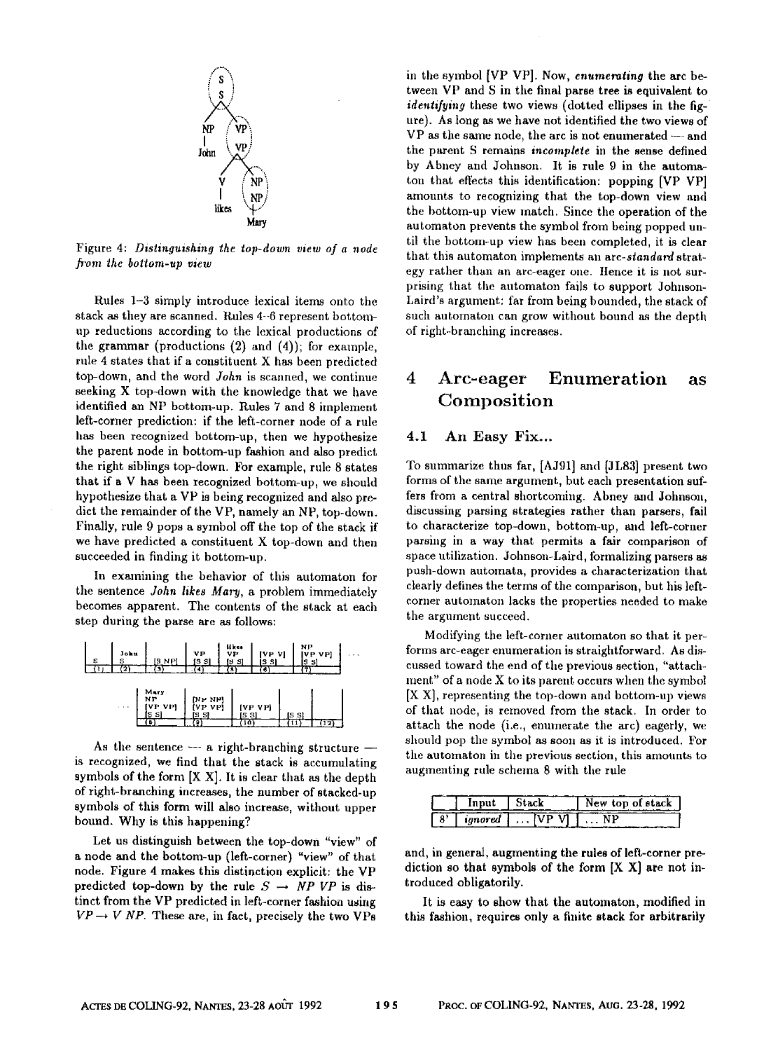Figure 4: *Distinguishing the top-down view of a node from the bottom-up view*

Rules 1–3 simply introduce lexical items onto the stack as they are scanned. Rules 4–6 represent bottom-up reductions according to the lexical productions of the grammar (productions (2) and (4)); for example, rule 4 states that if a constituent X has been predicted top-down, and the word *John* is scanned, we continue seeking X top-down with the knowledge that we have identified an NP bottom-up. Rules 7 and 8 implement left-corner prediction: if the left-corner node of a rule has been recognized bottom-up, then we hypothesize the parent node in bottom-up fashion and also predict the right siblings top-down. For example, rule 8 states that if a V has been recognized bottom-up, we should hypothesize that a VP is being recognized and also predict the remainder of the VP, namely an NP, top-down. Finally, rule 9 pops a symbol off the top of the stack if we have predicted a constituent X top-down and then succeeded in finding it bottom-up.

In examining the behavior of this automaton for the sentence *John likes Mary*, a problem immediately becomes apparent. The contents of the stack at each step during the parse are as follows:

| (1) | (2) | (3) | (4) | (5) | (6) | (7) | ... |
|---|---|---|---|---|---|---|---|
| S | S<br>John | [S NP] | [S S]<br>VP | [S S]<br>VP<br>likes | [S S]<br>[VP V] | [S S]<br>[VP VP]<br>NP | |

| ... | (8) | (9) | (10) | (11) | (12) |
|---|---|---|---|---|---|
| | [S S]<br>[VP VP]<br>NP<br>Mary | [S S]<br>[VP VP]<br>[NP NP] | [S S]<br>[VP VP] | [S S] | |

As the sentence — a right-branching structure — is recognized, we find that the stack is accumulating symbols of the form [X X]. It is clear that as the depth of right-branching increases, the number of stacked-up symbols of this form will also increase, without upper bound. Why is this happening?

Let us distinguish between the top-down "view" of a node and the bottom-up (left-corner) "view" of that node. Figure 4 makes this distinction explicit: the VP predicted top-down by the rule $S \rightarrow NP\ VP$ is distinct from the VP predicted in left-corner fashion using $VP \rightarrow V\ NP$. These are, in fact, precisely the two VPs in the symbol [VP VP]. Now, *enumerating* the arc between VP and S in the final parse tree is equivalent to *identifying* these two views (dotted ellipses in the figure). As long as we have not identified the two views of VP as the same node, the arc is not enumerated — and the parent S remains *incomplete* in the sense defined by Abney and Johnson. It is rule 9 in the automaton that effects this identification: popping [VP VP] amounts to recognizing that the top-down view and the bottom-up view match. Since the operation of the automaton prevents the symbol from being popped until the bottom-up view has been completed, it is clear that this automaton implements an *arc-standard* strategy rather than an arc-eager one. Hence it is not surprising that the automaton fails to support Johnson-Laird's argument: far from being bounded, the stack of such automaton can grow without bound as the depth of right-branching increases.

## 4 Arc-eager Enumeration as Composition

### 4.1 An Easy Fix...

To summarize thus far, [AJ91] and [JL83] present two forms of the same argument, but each presentation suffers from a central shortcoming. Abney and Johnson, discussing parsing strategies rather than parsers, fail to characterize top-down, bottom-up, and left-corner parsing in a way that permits a fair comparison of space utilization. Johnson-Laird, formalizing parsers as push-down automata, provides a characterization that clearly defines the terms of the comparison, but his left-corner automaton lacks the properties needed to make the argument succeed.

Modifying the left-corner automaton so that it performs arc-eager enumeration is straightforward. As discussed toward the end of the previous section, "attachment" of a node X to its parent occurs when the symbol [X X], representing the top-down and bottom-up views of that node, is removed from the stack. In order to attach the node (i.e., enumerate the arc) eagerly, we should pop the symbol as soon as it is introduced. For the automaton in the previous section, this amounts to augmenting rule schema 8 with the rule

| | Input | Stack | New top of stack |
|---|---|---|---|
| 8' | *ignored* | ... [VP V] | ... NP |

and, in general, augmenting the rules of left-corner prediction so that symbols of the form [X X] are not introduced obligatorily.

It is easy to show that the automaton, modified in this fashion, requires only a finite stack for arbitrarily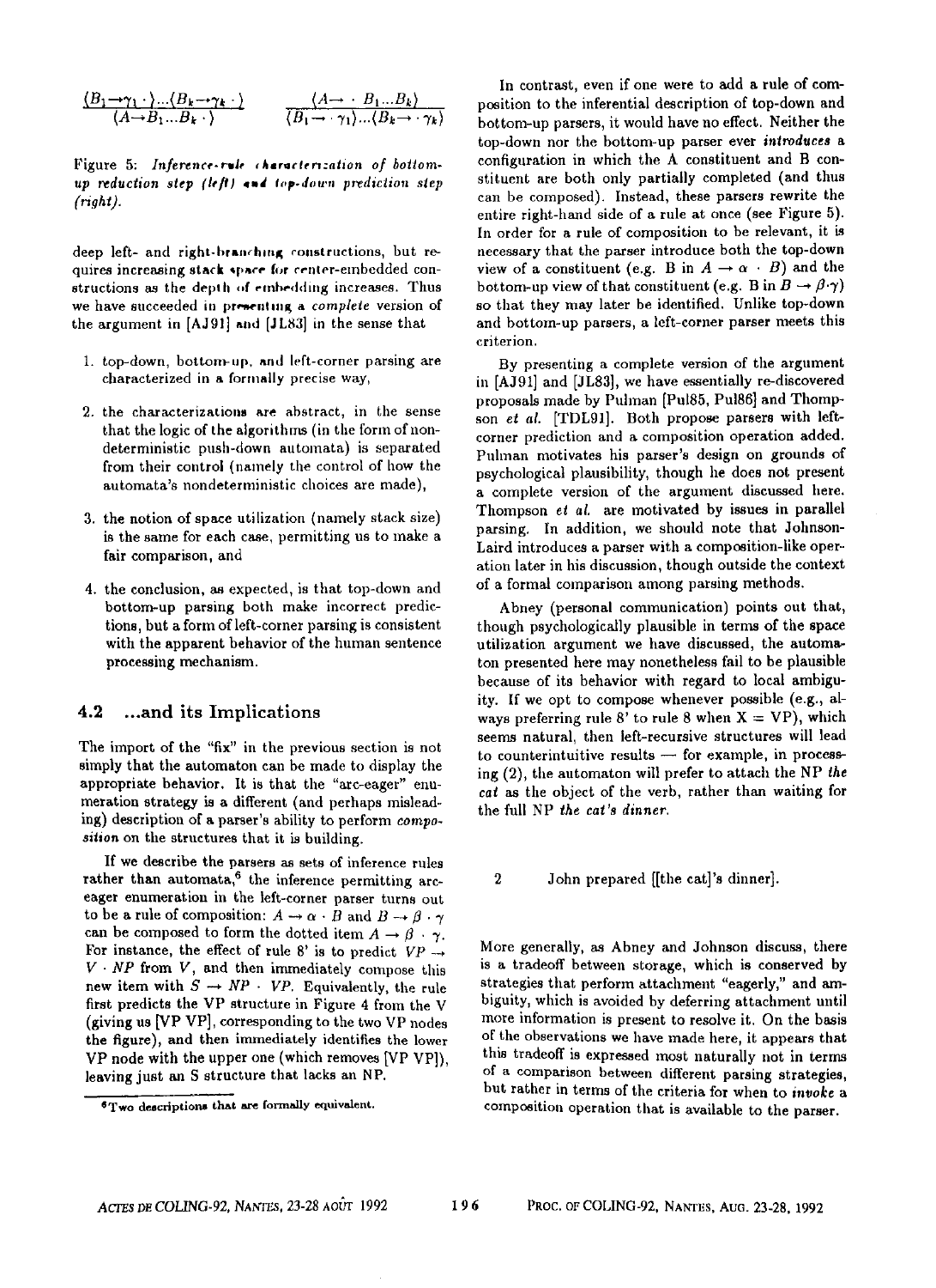$$\frac{\langle B_1 \rightarrow \gamma_1 \cdot \rangle ... \langle B_k \rightarrow \gamma_k \cdot \rangle}{\langle A \rightarrow B_1 ... B_k \cdot \rangle} \qquad \frac{\langle A \rightarrow \cdot B_1 ... B_k \rangle}{\langle B_1 \rightarrow \cdot \gamma_1 \rangle ... \langle B_k \rightarrow \cdot \gamma_k \rangle}$$

Figure 5: *Inference-rule characterization of bottom-up reduction step (left) and top-down prediction step (right).*

deep left- and right-branching constructions, but requires increasing stack space for center-embedded constructions as the depth of embedding increases. Thus we have succeeded in presenting a *complete* version of the argument in [AJ91] and [JL83] in the sense that

1. top-down, bottom-up, and left-corner parsing are characterized in a formally precise way,
2. the characterizations are abstract, in the sense that the logic of the algorithms (in the form of nondeterministic push-down automata) is separated from their control (namely the control of how the automata's nondeterministic choices are made),
3. the notion of space utilization (namely stack size) is the same for each case, permitting us to make a fair comparison, and
4. the conclusion, as expected, is that top-down and bottom-up parsing both make incorrect predictions, but a form of left-corner parsing is consistent with the apparent behavior of the human sentence processing mechanism.

## 4.2 ...and its Implications

The import of the "fix" in the previous section is not simply that the automaton can be made to display the appropriate behavior. It is that the "arc-eager" enumeration strategy is a different (and perhaps misleading) description of a parser's ability to perform *composition* on the structures that it is building.

If we describe the parsers as sets of inference rules rather than automata,[6] the inference permitting arc-eager enumeration in the left-corner parser turns out to be a rule of composition: $A \rightarrow \alpha \cdot B$ and $B \rightarrow \beta \cdot \gamma$ can be composed to form the dotted item $A \rightarrow \beta \cdot \gamma$. For instance, the effect of rule 8' is to predict $VP \rightarrow V \cdot NP$ from $V$, and then immediately compose this new item with $S \rightarrow NP \cdot VP$. Equivalently, the rule first predicts the VP structure in Figure 4 from the V (giving us [VP VP], corresponding to the two VP nodes the figure), and then immediately identifies the lower VP node with the upper one (which removes [VP VP]), leaving just an S structure that lacks an NP.

[6] Two descriptions that are formally equivalent.

In contrast, even if one were to add a rule of composition to the inferential description of top-down and bottom-up parsers, it would have no effect. Neither the top-down nor the bottom-up parser ever *introduces* a configuration in which the A constituent and B constituent are both only partially completed (and thus can be composed). Instead, these parsers rewrite the entire right-hand side of a rule at once (see Figure 5). In order for a rule of composition to be relevant, it is necessary that the parser introduce both the top-down view of a constituent (e.g. B in $A \rightarrow \alpha \cdot B$) and the bottom-up view of that constituent (e.g. B in $B \rightarrow \beta \cdot \gamma$) so that they may later be identified. Unlike top-down and bottom-up parsers, a left-corner parser meets this criterion.

By presenting a complete version of the argument in [AJ91] and [JL83], we have essentially re-discovered proposals made by Pulman [Pul85, Pul86] and Thompson *et al.* [TDL91]. Both propose parsers with left-corner prediction and a composition operation added. Pulman motivates his parser's design on grounds of psychological plausibility, though he does not present a complete version of the argument discussed here. Thompson *et al.* are motivated by issues in parallel parsing. In addition, we should note that Johnson-Laird introduces a parser with a composition-like operation later in his discussion, though outside the context of a formal comparison among parsing methods.

Abney (personal communication) points out that, though psychologically plausible in terms of the space utilization argument we have discussed, the automaton presented here may nonetheless fail to be plausible because of its behavior with regard to local ambiguity. If we opt to compose whenever possible (e.g., always preferring rule 8' to rule 8 when X = VP), which seems natural, then left-recursive structures will lead to counterintuitive results — for example, in processing (2), the automaton will prefer to attach the NP *the cat* as the object of the verb, rather than waiting for the full NP *the cat's dinner*.

2 John prepared [[the cat]'s dinner].

More generally, as Abney and Johnson discuss, there is a tradeoff between storage, which is conserved by strategies that perform attachment "eagerly," and ambiguity, which is avoided by deferring attachment until more information is present to resolve it. On the basis of the observations we have made here, it appears that this tradeoff is expressed most naturally not in terms of a comparison between different parsing strategies, but rather in terms of the criteria for when to *invoke* a composition operation that is available to the parser.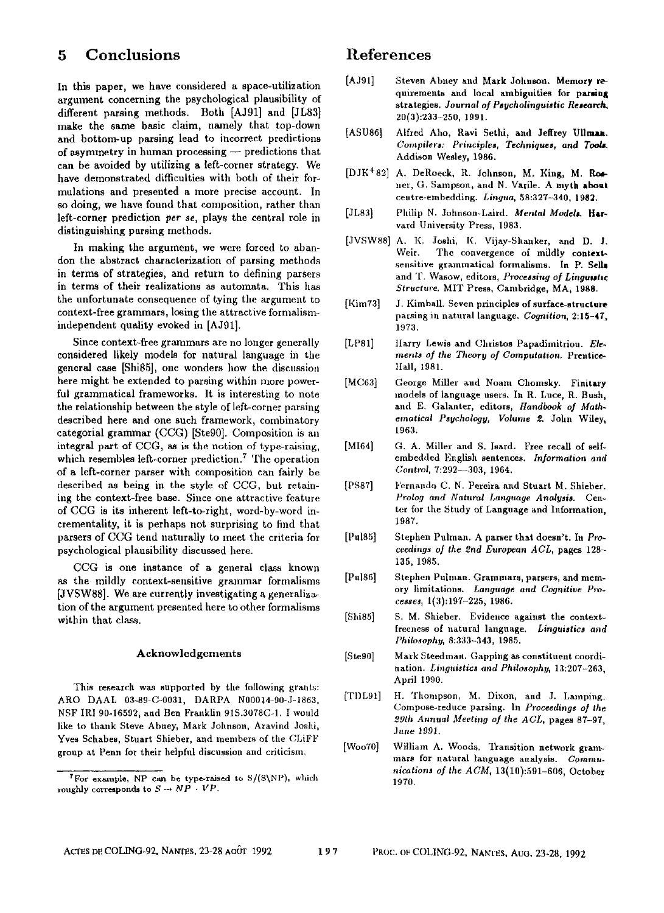## 5 Conclusions

In this paper, we have considered a space-utilization argument concerning the psychological plausibility of different parsing methods. Both [AJ91] and [JL83] make the same basic claim, namely that top-down and bottom-up parsing lead to incorrect predictions of asymmetry in human processing — predictions that can be avoided by utilizing a left-corner strategy. We have demonstrated difficulties with both of their formulations and presented a more precise account. In so doing, we have found that composition, rather than left-corner prediction *per se*, plays the central role in distinguishing parsing methods.

In making the argument, we were forced to abandon the abstract characterization of parsing methods in terms of strategies, and return to defining parsers in terms of their realizations as automata. This has the unfortunate consequence of tying the argument to context-free grammars, losing the attractive formalism-independent quality evoked in [AJ91].

Since context-free grammars are no longer generally considered likely models for natural language in the general case [Shi85], one wonders how the discussion here might be extended to parsing within more powerful grammatical frameworks. It is interesting to note the relationship between the style of left-corner parsing described here and one such framework, combinatory categorial grammar (CCG) [Ste90]. Composition is an integral part of CCG, as is the notion of type-raising, which resembles left-corner prediction.[7] The operation of a left-corner parser with composition can fairly be described as being in the style of CCG, but retaining the context-free base. Since one attractive feature of CCG is its inherent left-to-right, word-by-word incrementality, it is perhaps not surprising to find that parsers of CCG tend naturally to meet the criteria for psychological plausibility discussed here.

CCG is one instance of a general class known as the mildly context-sensitive grammar formalisms [JVSW88]. We are currently investigating a generalization of the argument presented here to other formalisms within that class.

### Acknowledgements

This research was supported by the following grants: ARO DAAL 03-89-C-0031, DARPA N00014-90-J-1863, NSF IRI 90-16592, and Ben Franklin 91S.3078C-1. I would like to thank Steve Abney, Mark Johnson, Aravind Joshi, Yves Schabes, Stuart Shieber, and members of the CLiFF group at Penn for their helpful discussion and criticism.

[7] For example, NP can be type-raised to S/(S\NP), which roughly corresponds to $S \rightarrow NP \cdot VP$.

## References

[AJ91] Steven Abney and Mark Johnson. Memory requirements and local ambiguities for parsing strategies. *Journal of Psycholinguistic Research*, 20(3):233–250, 1991.

[ASU86] Alfred Aho, Ravi Sethi, and Jeffrey Ullman. *Compilers: Principles, Techniques, and Tools*. Addison Wesley, 1986.

[DJK+82] A. DeRoeck, R. Johnson, M. King, M. Rosner, G. Sampson, and N. Varile. A myth about centre-embedding. *Lingua*, 58:327–340, 1982.

[JL83] Philip N. Johnson-Laird. *Mental Models*. Harvard University Press, 1983.

[JVSW88] A. K. Joshi, K. Vijay-Shanker, and D. J. Weir. The convergence of mildly context-sensitive grammatical formalisms. In P. Sells and T. Wasow, editors, *Processing of Linguistic Structure*. MIT Press, Cambridge, MA, 1988.

[Kim73] J. Kimball. Seven principles of surface-structure parsing in natural language. *Cognition*, 2:15–47, 1973.

[LP81] Harry Lewis and Christos Papadimitriou. *Elements of the Theory of Computation*. Prentice-Hall, 1981.

[MC63] George Miller and Noam Chomsky. Finitary models of language users. In R. Luce, R. Bush, and E. Galanter, editors, *Handbook of Mathematical Psychology, Volume 2*. John Wiley, 1963.

[MI64] G. A. Miller and S. Isard. Free recall of self-embedded English sentences. *Information and Control*, 7:292—303, 1964.

[PS87] Fernando C. N. Pereira and Stuart M. Shieber. *Prolog and Natural Language Analysis*. Center for the Study of Language and Information, 1987.

[Pul85] Stephen Pulman. A parser that doesn't. In *Proceedings of the 2nd European ACL*, pages 128–135, 1985.

[Pul86] Stephen Pulman. Grammars, parsers, and memory limitations. *Language and Cognitive Processes*, 1(3):197–225, 1986.

[Shi85] S. M. Shieber. Evidence against the context-freeness of natural language. *Linguistics and Philosophy*, 8:333–343, 1985.

[Ste90] Mark Steedman. Gapping as constituent coordination. *Linguistics and Philosophy*, 13:207–263, April 1990.

[TDL91] H. Thompson, M. Dixon, and J. Lamping. Compose-reduce parsing. In *Proceedings of the 29th Annual Meeting of the ACL*, pages 87–97, June 1991.

[Woo70] William A. Woods. Transition network grammars for natural language analysis. *Communications of the ACM*, 13(10):591–606, October 1970.